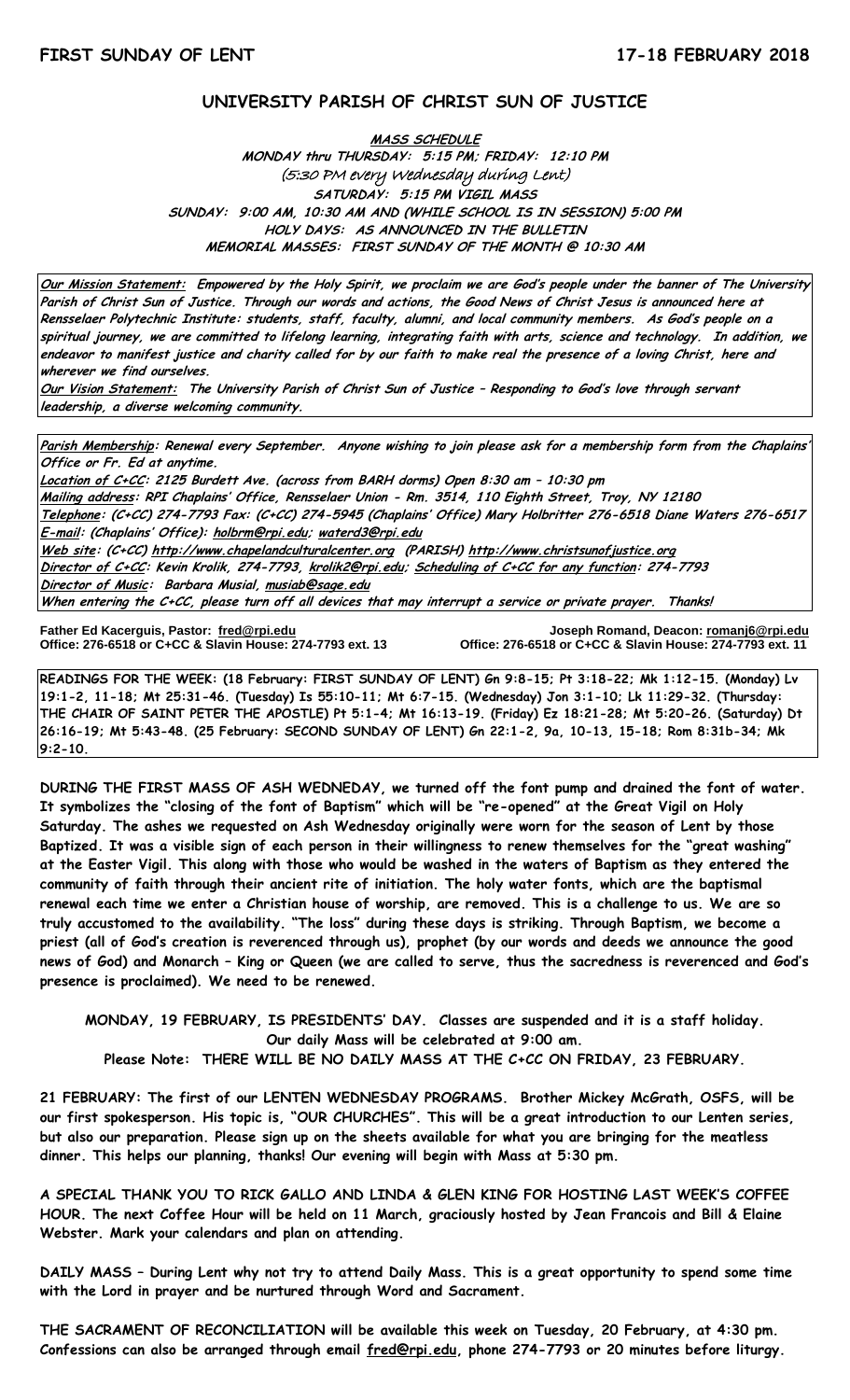**FIRST SUNDAY OF LENT** **17-18 FEBRUARY 2018**

# UNIVERSITY PARISH OF CHRIST SUN OF JUSTICE

**MASS SCHEDULE**
**MONDAY thru THURSDAY: 5:15 PM; FRIDAY: 12:10 PM**
*(5:30 PM every Wednesday during Lent)*
**SATURDAY: 5:15 PM VIGIL MASS**
**SUNDAY: 9:00 AM, 10:30 AM AND (WHILE SCHOOL IS IN SESSION) 5:00 PM**
**HOLY DAYS: AS ANNOUNCED IN THE BULLETIN**
**MEMORIAL MASSES: FIRST SUNDAY OF THE MONTH @ 10:30 AM**

***Our Mission Statement:*** ***Empowered by the Holy Spirit, we proclaim we are God's people under the banner of The University Parish of Christ Sun of Justice. Through our words and actions, the Good News of Christ Jesus is announced here at Rensselaer Polytechnic Institute: students, staff, faculty, alumni, and local community members. As God's people on a spiritual journey, we are committed to lifelong learning, integrating faith with arts, science and technology. In addition, we endeavor to manifest justice and charity called for by our faith to make real the presence of a loving Christ, here and wherever we find ourselves.***

***Our Vision Statement:*** ***The University Parish of Christ Sun of Justice – Responding to God's love through servant leadership, a diverse welcoming community.***

***Parish Membership*: Renewal every September. Anyone wishing to join please ask for a membership form from the Chaplains' Office or Fr. Ed at anytime.**
***Location of C+CC*: 2125 Burdett Ave. (across from BARH dorms) Open 8:30 am – 10:30 pm**
***Mailing address*: RPI Chaplains' Office, Rensselaer Union - Rm. 3514, 110 Eighth Street, Troy, NY 12180**
***Telephone*: (C+CC) 274-7793 Fax: (C+CC) 274-5945 (Chaplains' Office) Mary Holbritter 276-6518 Diane Waters 276-6517**
***E-mail*: (Chaplains' Office): holbrm@rpi.edu; waterd3@rpi.edu**
***Web site*: (C+CC) http://www.chapelandculturalcenter.org (PARISH) http://www.christsunofjustice.org**
***Director of C+CC*: Kevin Krolik, 274-7793, krolik2@rpi.edu; *Scheduling of C+CC for any function*: 274-7793**
***Director of Music*: Barbara Musial, musiab@sage.edu**
**When entering the C+CC, please turn off all devices that may interrupt a service or private prayer. Thanks!**

**Father Ed Kacerguis, Pastor: fred@rpi.edu**
**Office: 276-6518 or C+CC & Slavin House: 274-7793 ext. 13**

**Joseph Romand, Deacon: romanj6@rpi.edu**
**Office: 276-6518 or C+CC & Slavin House: 274-7793 ext. 11**

**READINGS FOR THE WEEK: (18 February: FIRST SUNDAY OF LENT) Gn 9:8-15; Pt 3:18-22; Mk 1:12-15. (Monday) Lv 19:1-2, 11-18; Mt 25:31-46. (Tuesday) Is 55:10-11; Mt 6:7-15. (Wednesday) Jon 3:1-10; Lk 11:29-32. (Thursday: THE CHAIR OF SAINT PETER THE APOSTLE) Pt 5:1-4; Mt 16:13-19. (Friday) Ez 18:21-28; Mt 5:20-26. (Saturday) Dt 26:16-19; Mt 5:43-48. (25 February: SECOND SUNDAY OF LENT) Gn 22:1-2, 9a, 10-13, 15-18; Rom 8:31b-34; Mk 9:2-10.**

**DURING THE FIRST MASS OF ASH WEDNEDAY, we turned off the font pump and drained the font of water. It symbolizes the "closing of the font of Baptism" which will be "re-opened" at the Great Vigil on Holy Saturday. The ashes we requested on Ash Wednesday originally were worn for the season of Lent by those Baptized. It was a visible sign of each person in their willingness to renew themselves for the "great washing" at the Easter Vigil. This along with those who would be washed in the waters of Baptism as they entered the community of faith through their ancient rite of initiation. The holy water fonts, which are the baptismal renewal each time we enter a Christian house of worship, are removed. This is a challenge to us. We are so truly accustomed to the availability. "The loss" during these days is striking. Through Baptism, we become a priest (all of God's creation is reverenced through us), prophet (by our words and deeds we announce the good news of God) and Monarch – King or Queen (we are called to serve, thus the sacredness is reverenced and God's presence is proclaimed). We need to be renewed.**

**MONDAY, 19 FEBRUARY, IS PRESIDENTS' DAY. Classes are suspended and it is a staff holiday.**
**Our daily Mass will be celebrated at 9:00 am.**
**Please Note: THERE WILL BE NO DAILY MASS AT THE C+CC ON FRIDAY, 23 FEBRUARY.**

**21 FEBRUARY: The first of our LENTEN WEDNESDAY PROGRAMS. Brother Mickey McGrath, OSFS, will be our first spokesperson. His topic is, "OUR CHURCHES". This will be a great introduction to our Lenten series, but also our preparation. Please sign up on the sheets available for what you are bringing for the meatless dinner. This helps our planning, thanks! Our evening will begin with Mass at 5:30 pm.**

**A SPECIAL THANK YOU TO RICK GALLO AND LINDA & GLEN KING FOR HOSTING LAST WEEK'S COFFEE HOUR. The next Coffee Hour will be held on 11 March, graciously hosted by Jean Francois and Bill & Elaine Webster. Mark your calendars and plan on attending.**

**DAILY MASS – During Lent why not try to attend Daily Mass. This is a great opportunity to spend some time with the Lord in prayer and be nurtured through Word and Sacrament.**

**THE SACRAMENT OF RECONCILIATION will be available this week on Tuesday, 20 February, at 4:30 pm. Confessions can also be arranged through email fred@rpi.edu, phone 274-7793 or 20 minutes before liturgy.**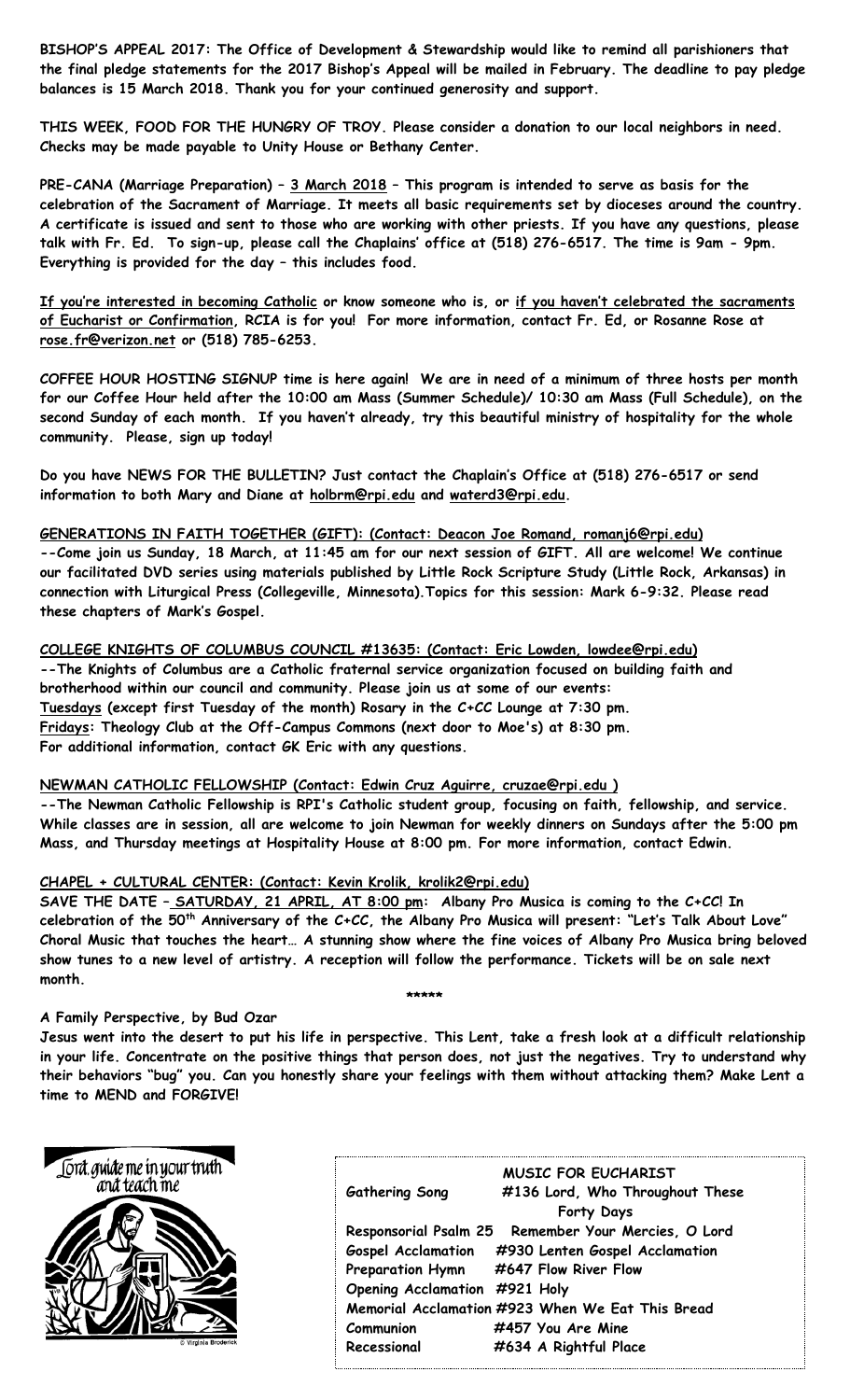**BISHOP'S APPEAL 2017: The Office of Development & Stewardship would like to remind all parishioners that the final pledge statements for the 2017 Bishop's Appeal will be mailed in February. The deadline to pay pledge balances is 15 March 2018. Thank you for your continued generosity and support.**

**THIS WEEK, FOOD FOR THE HUNGRY OF TROY. Please consider a donation to our local neighbors in need. Checks may be made payable to Unity House or Bethany Center.**

**PRE-CANA (Marriage Preparation) – 3 March 2018 – This program is intended to serve as basis for the celebration of the Sacrament of Marriage. It meets all basic requirements set by dioceses around the country. A certificate is issued and sent to those who are working with other priests. If you have any questions, please talk with Fr. Ed. To sign-up, please call the Chaplains' office at (518) 276-6517. The time is 9am - 9pm. Everything is provided for the day – this includes food.**

**If you're interested in becoming Catholic or know someone who is, or if you haven't celebrated the sacraments of Eucharist or Confirmation, RCIA is for you! For more information, contact Fr. Ed, or Rosanne Rose at rose.fr@verizon.net or (518) 785-6253.**

**COFFEE HOUR HOSTING SIGNUP time is here again! We are in need of a minimum of three hosts per month for our Coffee Hour held after the 10:00 am Mass (Summer Schedule)/ 10:30 am Mass (Full Schedule), on the second Sunday of each month. If you haven't already, try this beautiful ministry of hospitality for the whole community. Please, sign up today!**

**Do you have NEWS FOR THE BULLETIN? Just contact the Chaplain's Office at (518) 276-6517 or send information to both Mary and Diane at holbrm@rpi.edu and waterd3@rpi.edu.**

**GENERATIONS IN FAITH TOGETHER (GIFT): (Contact: Deacon Joe Romand, romanj6@rpi.edu)**
**--Come join us Sunday, 18 March, at 11:45 am for our next session of GIFT. All are welcome! We continue our facilitated DVD series using materials published by Little Rock Scripture Study (Little Rock, Arkansas) in connection with Liturgical Press (Collegeville, Minnesota).Topics for this session: Mark 6-9:32. Please read these chapters of Mark's Gospel.**

**COLLEGE KNIGHTS OF COLUMBUS COUNCIL #13635: (Contact: Eric Lowden, lowdee@rpi.edu)**
**--The Knights of Columbus are a Catholic fraternal service organization focused on building faith and brotherhood within our council and community. Please join us at some of our events:**
**Tuesdays (except first Tuesday of the month) Rosary in the C+CC Lounge at 7:30 pm.**
**Fridays: Theology Club at the Off-Campus Commons (next door to Moe's) at 8:30 pm.**
**For additional information, contact GK Eric with any questions.**

**NEWMAN CATHOLIC FELLOWSHIP (Contact: Edwin Cruz Aguirre, cruzae@rpi.edu )**
**--The Newman Catholic Fellowship is RPI's Catholic student group, focusing on faith, fellowship, and service. While classes are in session, all are welcome to join Newman for weekly dinners on Sundays after the 5:00 pm Mass, and Thursday meetings at Hospitality House at 8:00 pm. For more information, contact Edwin.**

**CHAPEL + CULTURAL CENTER: (Contact: Kevin Krolik, krolik2@rpi.edu)**
**SAVE THE DATE – SATURDAY, 21 APRIL, AT 8:00 pm: Albany Pro Musica is coming to the C+CC! In celebration of the 50th Anniversary of the C+CC, the Albany Pro Musica will present: "Let's Talk About Love" Choral Music that touches the heart… A stunning show where the fine voices of Albany Pro Musica bring beloved show tunes to a new level of artistry. A reception will follow the performance. Tickets will be on sale next month.**

\*\*\*\*\*

**A Family Perspective, by Bud Ozar**
**Jesus went into the desert to put his life in perspective. This Lent, take a fresh look at a difficult relationship in your life. Concentrate on the positive things that person does, not just the negatives. Try to understand why their behaviors "bug" you. Can you honestly share your feelings with them without attacking them? Make Lent a time to MEND and FORGIVE!**

Lord, guide me in your truth and teach me

© Virginia Broderick

**MUSIC FOR EUCHARIST**

| | |
|---|---|
| Gathering Song | #136 Lord, Who Throughout These Forty Days |
| Responsorial Psalm 25 | Remember Your Mercies, O Lord |
| Gospel Acclamation | #930 Lenten Gospel Acclamation |
| Preparation Hymn | #647 Flow River Flow |
| Opening Acclamation | #921 Holy |
| Memorial Acclamation | #923 When We Eat This Bread |
| Communion | #457 You Are Mine |
| Recessional | #634 A Rightful Place |